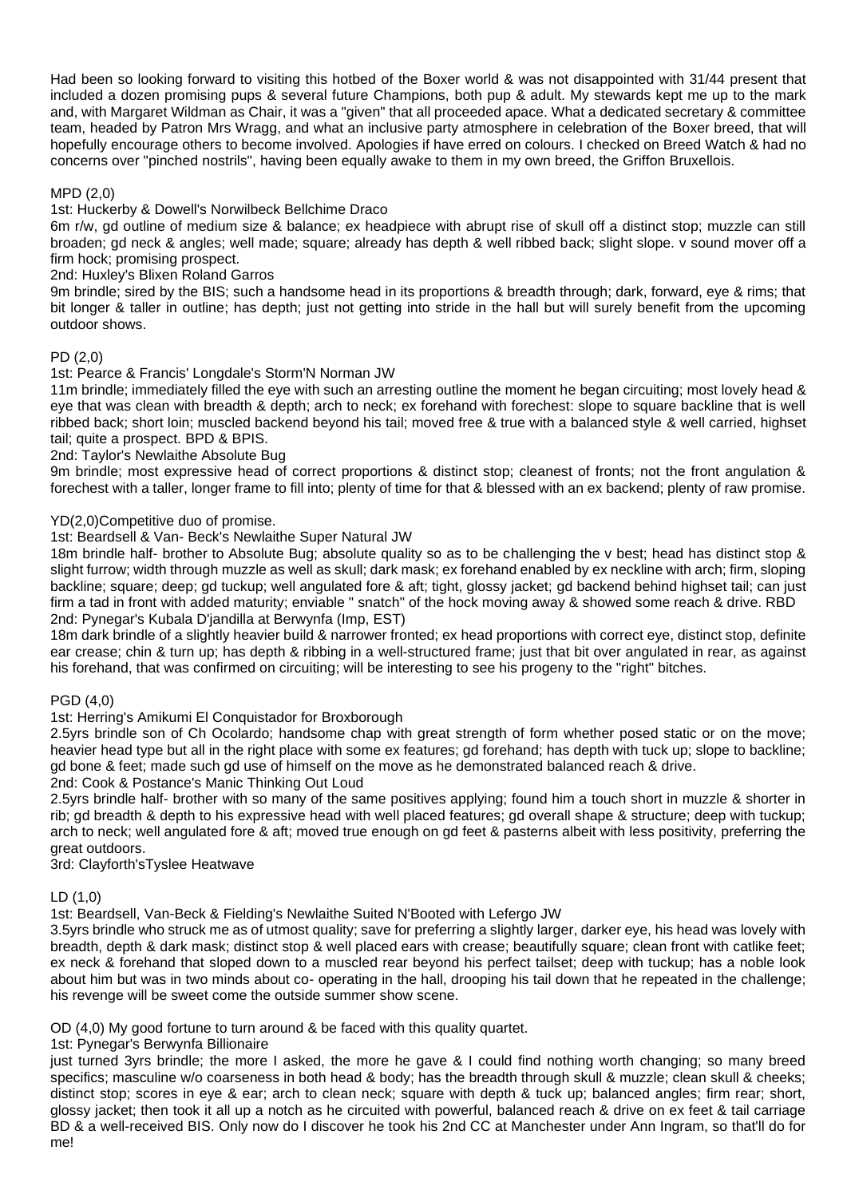Had been so looking forward to visiting this hotbed of the Boxer world & was not disappointed with 31/44 present that included a dozen promising pups & several future Champions, both pup & adult. My stewards kept me up to the mark and, with Margaret Wildman as Chair, it was a "given" that all proceeded apace. What a dedicated secretary & committee team, headed by Patron Mrs Wragg, and what an inclusive party atmosphere in celebration of the Boxer breed, that will hopefully encourage others to become involved. Apologies if have erred on colours. I checked on Breed Watch & had no concerns over "pinched nostrils", having been equally awake to them in my own breed, the Griffon Bruxellois.

MPD (2,0)

1st: Huckerby & Dowell's Norwilbeck Bellchime Draco

6m r/w, gd outline of medium size & balance; ex headpiece with abrupt rise of skull off a distinct stop; muzzle can still broaden; gd neck & angles; well made; square; already has depth & well ribbed back; slight slope. v sound mover off a firm hock; promising prospect.

2nd: Huxley's Blixen Roland Garros

9m brindle; sired by the BIS; such a handsome head in its proportions & breadth through; dark, forward, eye & rims; that bit longer & taller in outline; has depth; just not getting into stride in the hall but will surely benefit from the upcoming outdoor shows.

PD (2,0)

1st: Pearce & Francis' Longdale's Storm'N Norman JW

11m brindle; immediately filled the eye with such an arresting outline the moment he began circuiting; most lovely head & eye that was clean with breadth & depth; arch to neck; ex forehand with forechest: slope to square backline that is well ribbed back; short loin; muscled backend beyond his tail; moved free & true with a balanced style & well carried, highset tail; quite a prospect. BPD & BPIS.

2nd: Taylor's Newlaithe Absolute Bug

9m brindle; most expressive head of correct proportions & distinct stop; cleanest of fronts; not the front angulation & forechest with a taller, longer frame to fill into; plenty of time for that & blessed with an ex backend; plenty of raw promise.

YD(2,0)Competitive duo of promise.

1st: Beardsell & Van- Beck's Newlaithe Super Natural JW

18m brindle half- brother to Absolute Bug; absolute quality so as to be challenging the v best; head has distinct stop & slight furrow; width through muzzle as well as skull; dark mask; ex forehand enabled by ex neckline with arch; firm, sloping backline; square; deep; gd tuckup; well angulated fore & aft; tight, glossy jacket; gd backend behind highset tail; can just firm a tad in front with added maturity; enviable " snatch" of the hock moving away & showed some reach & drive. RBD

2nd: Pynegar's Kubala D'jandilla at Berwynfa (Imp, EST)

18m dark brindle of a slightly heavier build & narrower fronted; ex head proportions with correct eye, distinct stop, definite ear crease; chin & turn up; has depth & ribbing in a well-structured frame; just that bit over angulated in rear, as against his forehand, that was confirmed on circuiting; will be interesting to see his progeny to the "right" bitches.

PGD (4,0)

1st: Herring's Amikumi El Conquistador for Broxborough

2.5yrs brindle son of Ch Ocolardo; handsome chap with great strength of form whether posed static or on the move; heavier head type but all in the right place with some ex features; gd forehand; has depth with tuck up; slope to backline; gd bone & feet; made such gd use of himself on the move as he demonstrated balanced reach & drive.

2nd: Cook & Postance's Manic Thinking Out Loud

2.5yrs brindle half- brother with so many of the same positives applying; found him a touch short in muzzle & shorter in rib; gd breadth & depth to his expressive head with well placed features; gd overall shape & structure; deep with tuckup; arch to neck; well angulated fore & aft; moved true enough on gd feet & pasterns albeit with less positivity, preferring the great outdoors.

3rd: Clayforth'sTyslee Heatwave

LD (1,0)

1st: Beardsell, Van-Beck & Fielding's Newlaithe Suited N'Booted with Lefergo JW

3.5yrs brindle who struck me as of utmost quality; save for preferring a slightly larger, darker eye, his head was lovely with breadth, depth & dark mask; distinct stop & well placed ears with crease; beautifully square; clean front with catlike feet; ex neck & forehand that sloped down to a muscled rear beyond his perfect tailset; deep with tuckup; has a noble look about him but was in two minds about co- operating in the hall, drooping his tail down that he repeated in the challenge; his revenge will be sweet come the outside summer show scene.

OD (4,0) My good fortune to turn around & be faced with this quality quartet.

1st: Pynegar's Berwynfa Billionaire

just turned 3yrs brindle; the more I asked, the more he gave & I could find nothing worth changing; so many breed specifics; masculine w/o coarseness in both head & body; has the breadth through skull & muzzle; clean skull & cheeks; distinct stop; scores in eye & ear; arch to clean neck; square with depth & tuck up; balanced angles; firm rear; short, glossy jacket; then took it all up a notch as he circuited with powerful, balanced reach & drive on ex feet & tail carriage BD & a well-received BIS. Only now do I discover he took his 2nd CC at Manchester under Ann Ingram, so that'll do for me!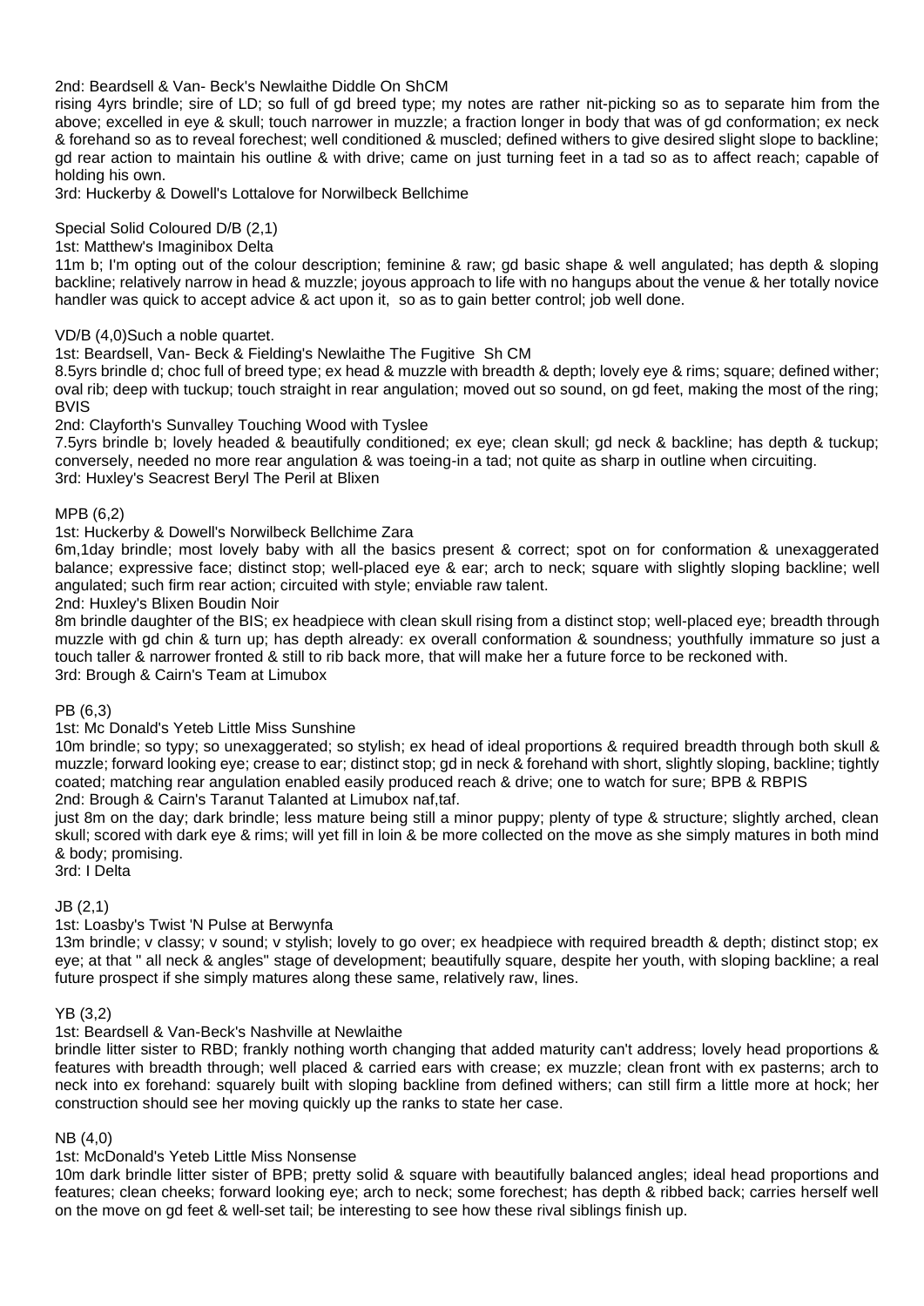2nd: Beardsell & Van- Beck's Newlaithe Diddle On ShCM
rising 4yrs brindle; sire of LD; so full of gd breed type; my notes are rather nit-picking so as to separate him from the above; excelled in eye & skull; touch narrower in muzzle; a fraction longer in body that was of gd conformation; ex neck & forehand so as to reveal forechest; well conditioned & muscled; defined withers to give desired slight slope to backline; gd rear action to maintain his outline & with drive; came on just turning feet in a tad so as to affect reach; capable of holding his own.
3rd: Huckerby & Dowell's Lottalove for Norwilbeck Bellchime

Special Solid Coloured D/B (2,1)
1st: Matthew's Imaginibox Delta
11m b; I'm opting out of the colour description; feminine & raw; gd basic shape & well angulated; has depth & sloping backline; relatively narrow in head & muzzle; joyous approach to life with no hangups about the venue & her totally novice handler was quick to accept advice & act upon it, so as to gain better control; job well done.

VD/B (4,0)Such a noble quartet.
1st: Beardsell, Van- Beck & Fielding's Newlaithe The Fugitive Sh CM
8.5yrs brindle d; choc full of breed type; ex head & muzzle with breadth & depth; lovely eye & rims; square; defined wither; oval rib; deep with tuckup; touch straight in rear angulation; moved out so sound, on gd feet, making the most of the ring; BVIS
2nd: Clayforth's Sunvalley Touching Wood with Tyslee
7.5yrs brindle b; lovely headed & beautifully conditioned; ex eye; clean skull; gd neck & backline; has depth & tuckup; conversely, needed no more rear angulation & was toeing-in a tad; not quite as sharp in outline when circuiting.
3rd: Huxley's Seacrest Beryl The Peril at Blixen

MPB (6,2)
1st: Huckerby & Dowell's Norwilbeck Bellchime Zara
6m,1day brindle; most lovely baby with all the basics present & correct; spot on for conformation & unexaggerated balance; expressive face; distinct stop; well-placed eye & ear; arch to neck; square with slightly sloping backline; well angulated; such firm rear action; circuited with style; enviable raw talent.
2nd: Huxley's Blixen Boudin Noir
8m brindle daughter of the BIS; ex headpiece with clean skull rising from a distinct stop; well-placed eye; breadth through muzzle with gd chin & turn up; has depth already: ex overall conformation & soundness; youthfully immature so just a touch taller & narrower fronted & still to rib back more, that will make her a future force to be reckoned with.
3rd: Brough & Cairn's Team at Limubox

PB (6,3)
1st: Mc Donald's Yeteb Little Miss Sunshine
10m brindle; so typy; so unexaggerated; so stylish; ex head of ideal proportions & required breadth through both skull & muzzle; forward looking eye; crease to ear; distinct stop; gd in neck & forehand with short, slightly sloping, backline; tightly coated; matching rear angulation enabled easily produced reach & drive; one to watch for sure; BPB & RBPIS
2nd: Brough & Cairn's Taranut Talanted at Limubox naf,taf.
just 8m on the day; dark brindle; less mature being still a minor puppy; plenty of type & structure; slightly arched, clean skull; scored with dark eye & rims; will yet fill in loin & be more collected on the move as she simply matures in both mind & body; promising.
3rd: I Delta

JB (2,1)
1st: Loasby's Twist 'N Pulse at Berwynfa
13m brindle; v classy; v sound; v stylish; lovely to go over; ex headpiece with required breadth & depth; distinct stop; ex eye; at that " all neck & angles" stage of development; beautifully square, despite her youth, with sloping backline; a real future prospect if she simply matures along these same, relatively raw, lines.

YB (3,2)
1st: Beardsell & Van-Beck's Nashville at Newlaithe
brindle litter sister to RBD; frankly nothing worth changing that added maturity can't address; lovely head proportions & features with breadth through; well placed & carried ears with crease; ex muzzle; clean front with ex pasterns; arch to neck into ex forehand: squarely built with sloping backline from defined withers; can still firm a little more at hock; her construction should see her moving quickly up the ranks to state her case.

NB (4,0)
1st: McDonald's Yeteb Little Miss Nonsense
10m dark brindle litter sister of BPB; pretty solid & square with beautifully balanced angles; ideal head proportions and features; clean cheeks; forward looking eye; arch to neck; some forechest; has depth & ribbed back; carries herself well on the move on gd feet & well-set tail; be interesting to see how these rival siblings finish up.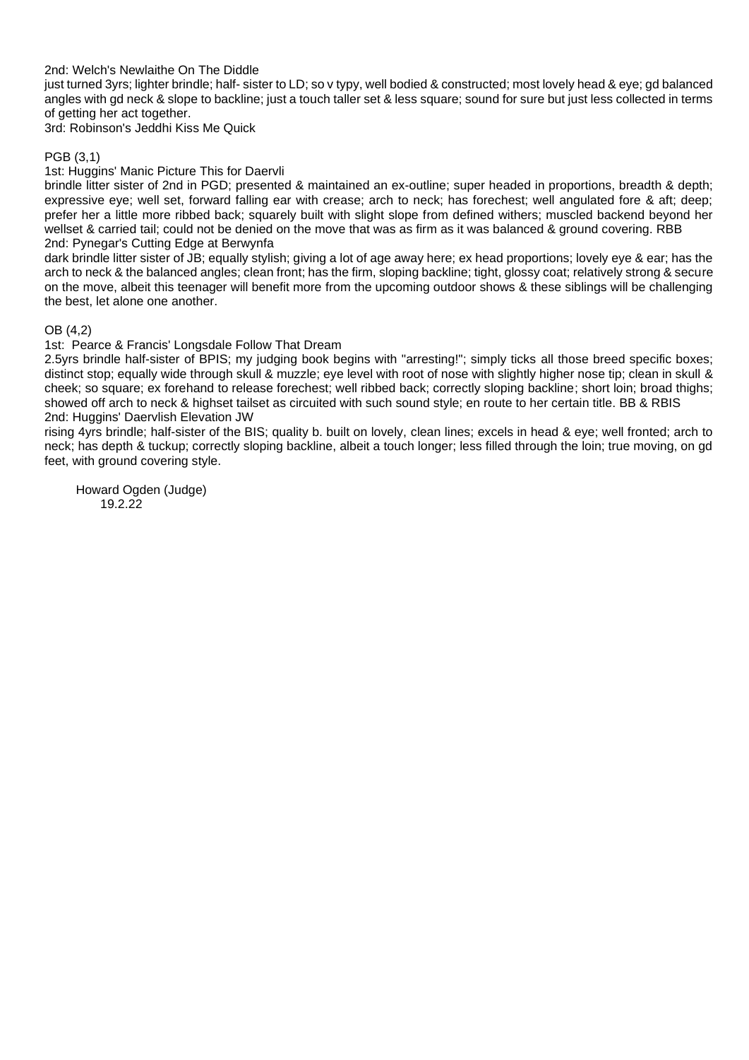2nd: Welch's Newlaithe On The Diddle
just turned 3yrs; lighter brindle; half- sister to LD; so v typy, well bodied & constructed; most lovely head & eye; gd balanced angles with gd neck & slope to backline; just a touch taller set & less square; sound for sure but just less collected in terms of getting her act together.
3rd: Robinson's Jeddhi Kiss Me Quick

PGB (3,1)
1st: Huggins' Manic Picture This for Daervli
brindle litter sister of 2nd in PGD; presented & maintained an ex-outline; super headed in proportions, breadth & depth; expressive eye; well set, forward falling ear with crease; arch to neck; has forechest; well angulated fore & aft; deep; prefer her a little more ribbed back; squarely built with slight slope from defined withers; muscled backend beyond her wellset & carried tail; could not be denied on the move that was as firm as it was balanced & ground covering. RBB
2nd: Pynegar's Cutting Edge at Berwynfa
dark brindle litter sister of JB; equally stylish; giving a lot of age away here; ex head proportions; lovely eye & ear; has the arch to neck & the balanced angles; clean front; has the firm, sloping backline; tight, glossy coat; relatively strong & secure on the move, albeit this teenager will benefit more from the upcoming outdoor shows & these siblings will be challenging the best, let alone one another.

OB (4,2)
1st: Pearce & Francis' Longsdale Follow That Dream
2.5yrs brindle half-sister of BPIS; my judging book begins with "arresting!"; simply ticks all those breed specific boxes; distinct stop; equally wide through skull & muzzle; eye level with root of nose with slightly higher nose tip; clean in skull & cheek; so square; ex forehand to release forechest; well ribbed back; correctly sloping backline; short loin; broad thighs; showed off arch to neck & highset tailset as circuited with such sound style; en route to her certain title. BB & RBIS
2nd: Huggins' Daervlish Elevation JW
rising 4yrs brindle; half-sister of the BIS; quality b. built on lovely, clean lines; excels in head & eye; well fronted; arch to neck; has depth & tuckup; correctly sloping backline, albeit a touch longer; less filled through the loin; true moving, on gd feet, with ground covering style.

Howard Ogden (Judge)
19.2.22